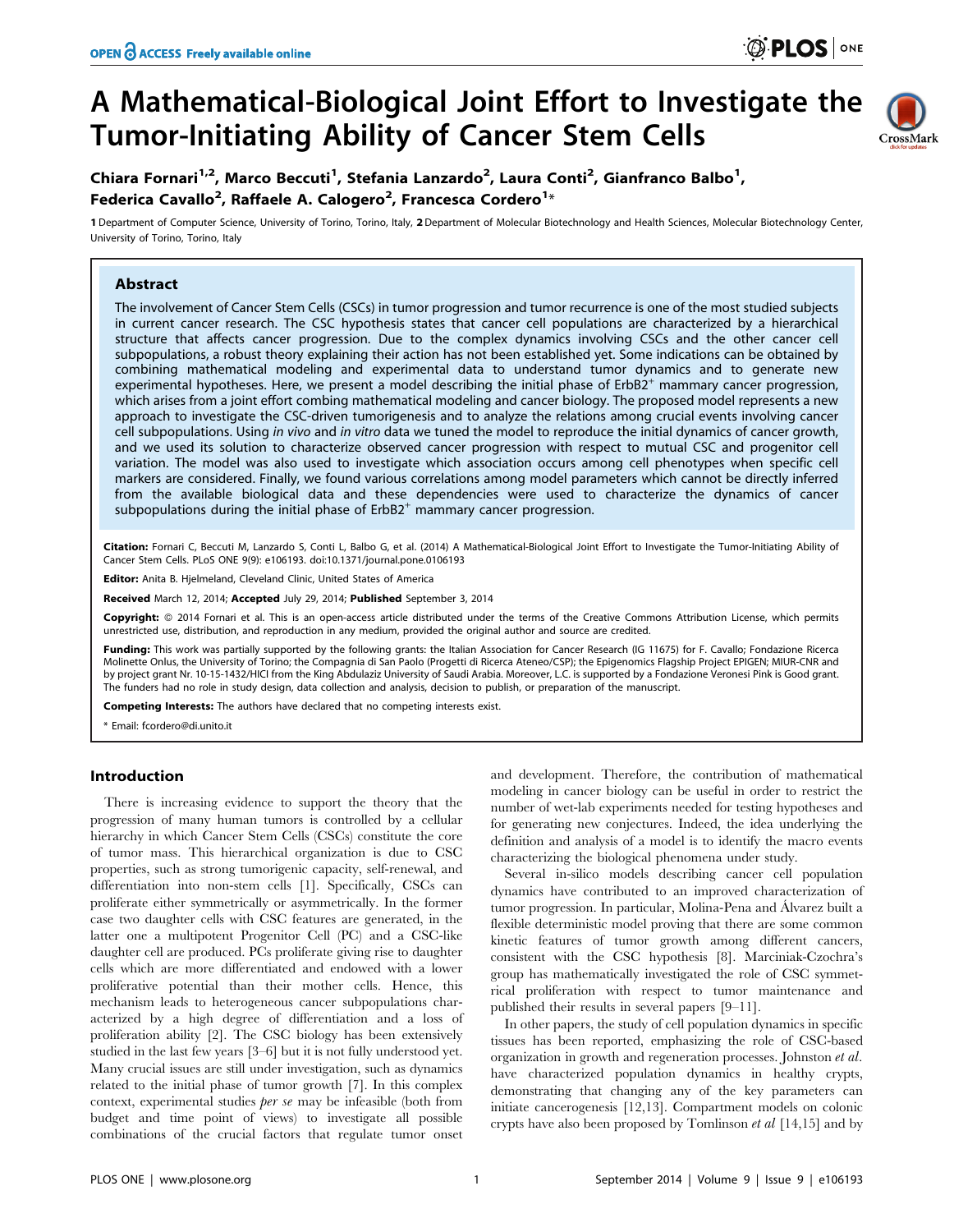# A Mathematical-Biological Joint Effort to Investigate the Tumor-Initiating Ability of Cancer Stem Cells

**Chiara Fornari[1,2], Marco Beccuti[1], Stefania Lanzardo[2], Laura Conti[2], Gianfranco Balbo[1], Federica Cavallo[2], Raffaele A. Calogero[2], Francesca Cordero[1]***

1 Department of Computer Science, University of Torino, Torino, Italy, 2 Department of Molecular Biotechnology and Health Sciences, Molecular Biotechnology Center, University of Torino, Torino, Italy

## Abstract

The involvement of Cancer Stem Cells (CSCs) in tumor progression and tumor recurrence is one of the most studied subjects in current cancer research. The CSC hypothesis states that cancer cell populations are characterized by a hierarchical structure that affects cancer progression. Due to the complex dynamics involving CSCs and the other cancer cell subpopulations, a robust theory explaining their action has not been established yet. Some indications can be obtained by combining mathematical modeling and experimental data to understand tumor dynamics and to generate new experimental hypotheses. Here, we present a model describing the initial phase of ErbB2$^+$ mammary cancer progression, which arises from a joint effort combing mathematical modeling and cancer biology. The proposed model represents a new approach to investigate the CSC-driven tumorigenesis and to analyze the relations among crucial events involving cancer cell subpopulations. Using *in vivo* and *in vitro* data we tuned the model to reproduce the initial dynamics of cancer growth, and we used its solution to characterize observed cancer progression with respect to mutual CSC and progenitor cell variation. The model was also used to investigate which association occurs among cell phenotypes when specific cell markers are considered. Finally, we found various correlations among model parameters which cannot be directly inferred from the available biological data and these dependencies were used to characterize the dynamics of cancer subpopulations during the initial phase of ErbB2$^+$ mammary cancer progression.

**Citation:** Fornari C, Beccuti M, Lanzardo S, Conti L, Balbo G, et al. (2014) A Mathematical-Biological Joint Effort to Investigate the Tumor-Initiating Ability of Cancer Stem Cells. PLoS ONE 9(9): e106193. doi:10.1371/journal.pone.0106193

**Editor:** Anita B. Hjelmeland, Cleveland Clinic, United States of America

**Received** March 12, 2014; **Accepted** July 29, 2014; **Published** September 3, 2014

**Copyright:** © 2014 Fornari et al. This is an open-access article distributed under the terms of the Creative Commons Attribution License, which permits unrestricted use, distribution, and reproduction in any medium, provided the original author and source are credited.

**Funding:** This work was partially supported by the following grants: the Italian Association for Cancer Research (IG 11675) for F. Cavallo; Fondazione Ricerca Molinette Onlus, the University of Torino; the Compagnia di San Paolo (Progetti di Ricerca Ateneo/CSP); the Epigenomics Flagship Project EPIGEN; MIUR-CNR and by project grant Nr. 10-15-1432/HICI from the King Abdulaziz University of Saudi Arabia. Moreover, L.C. is supported by a Fondazione Veronesi Pink is Good grant. The funders had no role in study design, data collection and analysis, decision to publish, or preparation of the manuscript.

**Competing Interests:** The authors have declared that no competing interests exist.

\* Email: fcordero@di.unito.it

## Introduction

There is increasing evidence to support the theory that the progression of many human tumors is controlled by a cellular hierarchy in which Cancer Stem Cells (CSCs) constitute the core of tumor mass. This hierarchical organization is due to CSC properties, such as strong tumorigenic capacity, self-renewal, and differentiation into non-stem cells [1]. Specifically, CSCs can proliferate either symmetrically or asymmetrically. In the former case two daughter cells with CSC features are generated, in the latter one a multipotent Progenitor Cell (PC) and a CSC-like daughter cell are produced. PCs proliferate giving rise to daughter cells which are more differentiated and endowed with a lower proliferative potential than their mother cells. Hence, this mechanism leads to heterogeneous cancer subpopulations characterized by a high degree of differentiation and a loss of proliferation ability [2]. The CSC biology has been extensively studied in the last few years [3–6] but it is not fully understood yet. Many crucial issues are still under investigation, such as dynamics related to the initial phase of tumor growth [7]. In this complex context, experimental studies *per se* may be infeasible (both from budget and time point of views) to investigate all possible combinations of the crucial factors that regulate tumor onset and development. Therefore, the contribution of mathematical modeling in cancer biology can be useful in order to restrict the number of wet-lab experiments needed for testing hypotheses and for generating new conjectures. Indeed, the idea underlying the definition and analysis of a model is to identify the macro events characterizing the biological phenomena under study.

Several in-silico models describing cancer cell population dynamics have contributed to an improved characterization of tumor progression. In particular, Molina-Pena and Álvarez built a flexible deterministic model proving that there are some common kinetic features of tumor growth among different cancers, consistent with the CSC hypothesis [8]. Marciniak-Czochra's group has mathematically investigated the role of CSC symmetrical proliferation with respect to tumor maintenance and published their results in several papers [9–11].

In other papers, the study of cell population dynamics in specific tissues has been reported, emphasizing the role of CSC-based organization in growth and regeneration processes. Johnston *et al.* have characterized population dynamics in healthy crypts, demonstrating that changing any of the key parameters can initiate cancerogenesis [12,13]. Compartment models on colonic crypts have also been proposed by Tomlinson *et al* [14,15] and by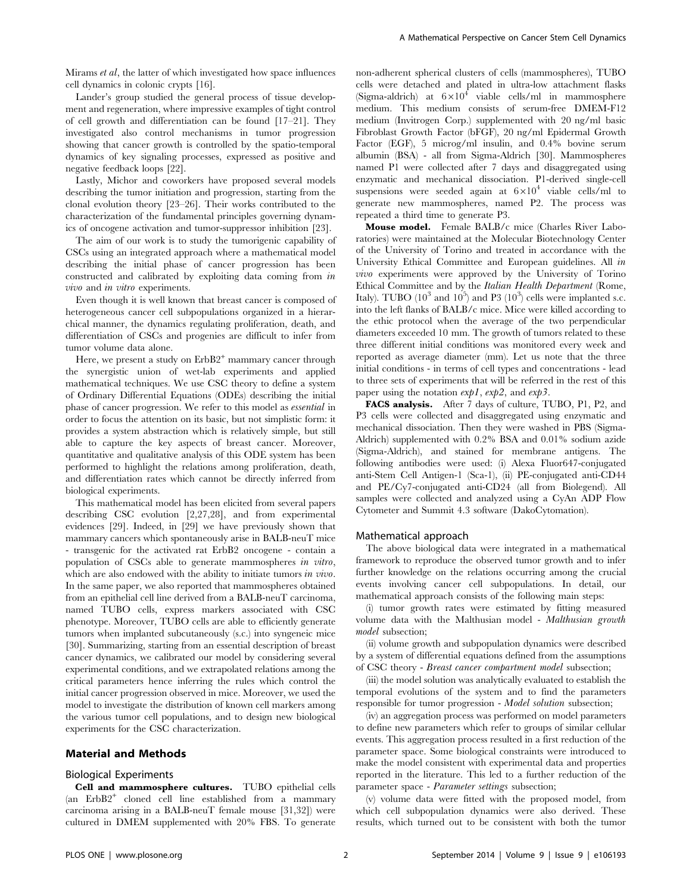Mirams *et al*, the latter of which investigated how space influences cell dynamics in colonic crypts [16].

Lander's group studied the general process of tissue development and regeneration, where impressive examples of tight control of cell growth and differentiation can be found [17–21]. They investigated also control mechanisms in tumor progression showing that cancer growth is controlled by the spatio-temporal dynamics of key signaling processes, expressed as positive and negative feedback loops [22].

Lastly, Michor and coworkers have proposed several models describing the tumor initiation and progression, starting from the clonal evolution theory [23–26]. Their works contributed to the characterization of the fundamental principles governing dynamics of oncogene activation and tumor-suppressor inhibition [23].

The aim of our work is to study the tumorigenic capability of CSCs using an integrated approach where a mathematical model describing the initial phase of cancer progression has been constructed and calibrated by exploiting data coming from *in vivo* and *in vitro* experiments.

Even though it is well known that breast cancer is composed of heterogeneous cancer cell subpopulations organized in a hierarchical manner, the dynamics regulating proliferation, death, and differentiation of CSCs and progenies are difficult to infer from tumor volume data alone.

Here, we present a study on ErbB2$^+$ mammary cancer through the synergistic union of wet-lab experiments and applied mathematical techniques. We use CSC theory to define a system of Ordinary Differential Equations (ODEs) describing the initial phase of cancer progression. We refer to this model as *essential* in order to focus the attention on its basic, but not simplistic form: it provides a system abstraction which is relatively simple, but still able to capture the key aspects of breast cancer. Moreover, quantitative and qualitative analysis of this ODE system has been performed to highlight the relations among proliferation, death, and differentiation rates which cannot be directly inferred from biological experiments.

This mathematical model has been elicited from several papers describing CSC evolution [2,27,28], and from experimental evidences [29]. Indeed, in [29] we have previously shown that mammary cancers which spontaneously arise in BALB-neuT mice - transgenic for the activated rat ErbB2 oncogene - contain a population of CSCs able to generate mammospheres *in vitro*, which are also endowed with the ability to initiate tumors *in vivo*. In the same paper, we also reported that mammospheres obtained from an epithelial cell line derived from a BALB-neuT carcinoma, named TUBO cells, express markers associated with CSC phenotype. Moreover, TUBO cells are able to efficiently generate tumors when implanted subcutaneously (s.c.) into syngeneic mice [30]. Summarizing, starting from an essential description of breast cancer dynamics, we calibrated our model by considering several experimental conditions, and we extrapolated relations among the critical parameters hence inferring the rules which control the initial cancer progression observed in mice. Moreover, we used the model to investigate the distribution of known cell markers among the various tumor cell populations, and to design new biological experiments for the CSC characterization.

## Material and Methods

### Biological Experiments

**Cell and mammosphere cultures.** TUBO epithelial cells (an ErbB2$^+$ cloned cell line established from a mammary carcinoma arising in a BALB-neuT female mouse [31,32]) were cultured in DMEM supplemented with 20% FBS. To generate non-adherent spherical clusters of cells (mammospheres), TUBO cells were detached and plated in ultra-low attachment flasks (Sigma-aldrich) at $6\times10^4$ viable cells/ml in mammosphere medium. This medium consists of serum-free DMEM-F12 medium (Invitrogen Corp.) supplemented with 20 ng/ml basic Fibroblast Growth Factor (bFGF), 20 ng/ml Epidermal Growth Factor (EGF), 5 microg/ml insulin, and 0.4% bovine serum albumin (BSA) - all from Sigma-Aldrich [30]. Mammospheres named P1 were collected after 7 days and disaggregated using enzymatic and mechanical dissociation. P1-derived single-cell suspensions were seeded again at $6\times10^4$ viable cells/ml to generate new mammospheres, named P2. The process was repeated a third time to generate P3.

**Mouse model.** Female BALB/c mice (Charles River Laboratories) were maintained at the Molecular Biotechnology Center of the University of Torino and treated in accordance with the University Ethical Committee and European guidelines. All *in vivo* experiments were approved by the University of Torino Ethical Committee and by the *Italian Health Department* (Rome, Italy). TUBO ($10^3$ and $10^5$) and P3 ($10^3$) cells were implanted s.c. into the left flanks of BALB/c mice. Mice were killed according to the ethic protocol when the average of the two perpendicular diameters exceeded 10 mm. The growth of tumors related to these three different initial conditions was monitored every week and reported as average diameter (mm). Let us note that the three initial conditions - in terms of cell types and concentrations - lead to three sets of experiments that will be referred in the rest of this paper using the notation *exp1*, *exp2*, and *exp3*.

**FACS analysis.** After 7 days of culture, TUBO, P1, P2, and P3 cells were collected and disaggregated using enzymatic and mechanical dissociation. Then they were washed in PBS (Sigma-Aldrich) supplemented with 0.2% BSA and 0.01% sodium azide (Sigma-Aldrich), and stained for membrane antigens. The following antibodies were used: (i) Alexa Fluor647-conjugated anti-Stem Cell Antigen-1 (Sca-1), (ii) PE-conjugated anti-CD44 and PE/Cy7-conjugated anti-CD24 (all from Biolegend). All samples were collected and analyzed using a CyAn ADP Flow Cytometer and Summit 4.3 software (DakoCytomation).

### Mathematical approach

The above biological data were integrated in a mathematical framework to reproduce the observed tumor growth and to infer further knowledge on the relations occurring among the crucial events involving cancer cell subpopulations. In detail, our mathematical approach consists of the following main steps:

(i) tumor growth rates were estimated by fitting measured volume data with the Malthusian model - *Malthusian growth model* subsection;

(ii) volume growth and subpopulation dynamics were described by a system of differential equations defined from the assumptions of CSC theory - *Breast cancer compartment model* subsection;

(iii) the model solution was analytically evaluated to establish the temporal evolutions of the system and to find the parameters responsible for tumor progression - *Model solution* subsection;

(iv) an aggregation process was performed on model parameters to define new parameters which refer to groups of similar cellular events. This aggregation process resulted in a first reduction of the parameter space. Some biological constraints were introduced to make the model consistent with experimental data and properties reported in the literature. This led to a further reduction of the parameter space - *Parameter settings* subsection;

(v) volume data were fitted with the proposed model, from which cell subpopulation dynamics were also derived. These results, which turned out to be consistent with both the tumor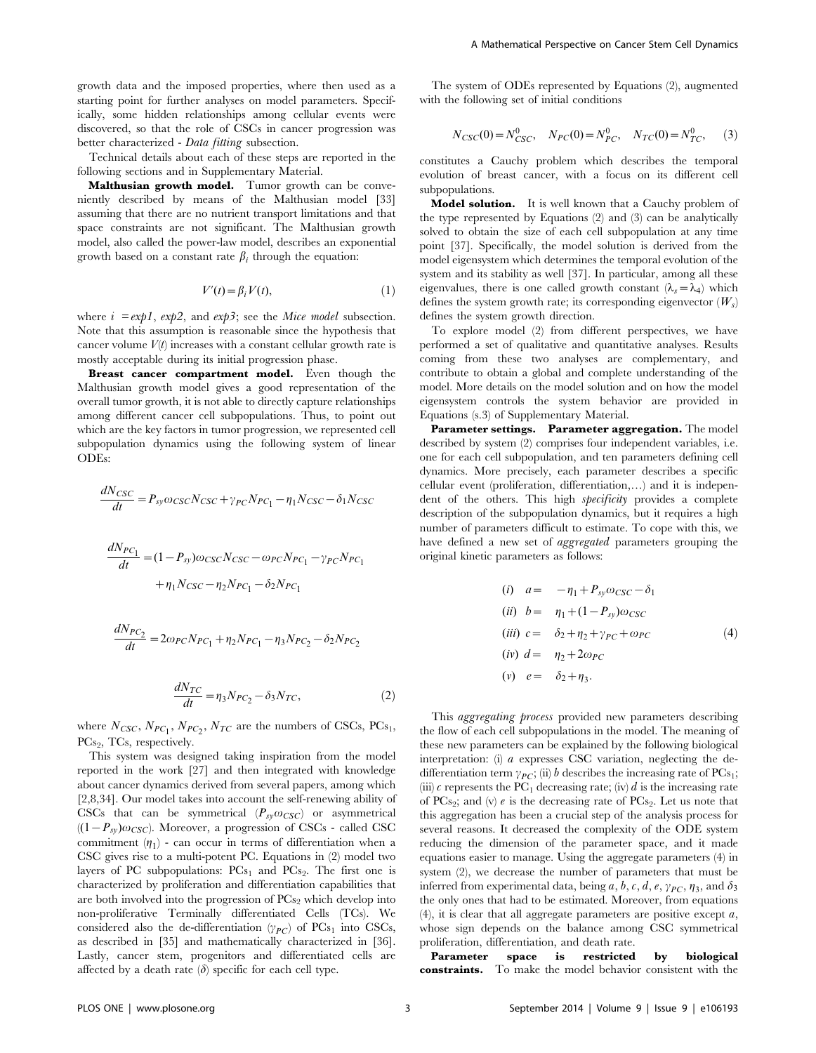growth data and the imposed properties, where then used as a starting point for further analyses on model parameters. Specifically, some hidden relationships among cellular events were discovered, so that the role of CSCs in cancer progression was better characterized - *Data fitting* subsection.

Technical details about each of these steps are reported in the following sections and in Supplementary Material.

**Malthusian growth model.** Tumor growth can be conveniently described by means of the Malthusian model [33] assuming that there are no nutrient transport limitations and that space constraints are not significant. The Malthusian growth model, also called the power-law model, describes an exponential growth based on a constant rate $\beta_i$ through the equation:

$$V'(t) = \beta_i V(t), \tag{1}$$

where $i = exp1$, $exp2$, and $exp3$; see the *Mice model* subsection. Note that this assumption is reasonable since the hypothesis that cancer volume $V(t)$ increases with a constant cellular growth rate is mostly acceptable during its initial progression phase.

**Breast cancer compartment model.** Even though the Malthusian growth model gives a good representation of the overall tumor growth, it is not able to directly capture relationships among different cancer cell subpopulations. Thus, to point out which are the key factors in tumor progression, we represented cell subpopulation dynamics using the following system of linear ODEs:

$$\frac{dN_{CSC}}{dt} = P_{sy}\omega_{CSC}N_{CSC} + \gamma_{PC}N_{PC_1} - \eta_1 N_{CSC} - \delta_1 N_{CSC}$$

$$\frac{dN_{PC_1}}{dt} = (1-P_{sy})\omega_{CSC}N_{CSC} - \omega_{PC}N_{PC_1} - \gamma_{PC}N_{PC_1} + \eta_1 N_{CSC} - \eta_2 N_{PC_1} - \delta_2 N_{PC_1}$$

$$\frac{dN_{PC_2}}{dt} = 2\omega_{PC}N_{PC_1} + \eta_2 N_{PC_1} - \eta_3 N_{PC_2} - \delta_2 N_{PC_2}$$

$$\frac{dN_{TC}}{dt} = \eta_3 N_{PC_2} - \delta_3 N_{TC}, \tag{2}$$

where $N_{CSC}$, $N_{PC_1}$, $N_{PC_2}$, $N_{TC}$ are the numbers of CSCs, $PCs_1$, $PCs_2$, TCs, respectively.

This system was designed taking inspiration from the model reported in the work [27] and then integrated with knowledge about cancer dynamics derived from several papers, among which [2,8,34]. Our model takes into account the self-renewing ability of CSCs that can be symmetrical ($P_{sy}\omega_{CSC}$) or asymmetrical ($(1-P_{sy})\omega_{CSC}$). Moreover, a progression of CSCs - called CSC commitment ($\eta_1$) - can occur in terms of differentiation when a CSC gives rise to a multi-potent PC. Equations in (2) model two layers of PC subpopulations: $PCs_1$ and $PCs_2$. The first one is characterized by proliferation and differentiation capabilities that are both involved into the progression of $PCs_2$ which develop into non-proliferative Terminally differentiated Cells (TCs). We considered also the de-differentiation ($\gamma_{PC}$) of $PCs_1$ into CSCs, as described in [35] and mathematically characterized in [36]. Lastly, cancer stem, progenitors and differentiated cells are affected by a death rate ($\delta$) specific for each cell type.

The system of ODEs represented by Equations (2), augmented with the following set of initial conditions

$$N_{CSC}(0) = N^0_{CSC}, \quad N_{PC}(0) = N^0_{PC}, \quad N_{TC}(0) = N^0_{TC}, \tag{3}$$

constitutes a Cauchy problem which describes the temporal evolution of breast cancer, with a focus on its different cell subpopulations.

**Model solution.** It is well known that a Cauchy problem of the type represented by Equations (2) and (3) can be analytically solved to obtain the size of each cell subpopulation at any time point [37]. Specifically, the model solution is derived from the model eigensystem which determines the temporal evolution of the system and its stability as well [37]. In particular, among all these eigenvalues, there is one called growth constant ($\lambda_s = \lambda_4$) which defines the system growth rate; its corresponding eigenvector ($W_s$) defines the system growth direction.

To explore model (2) from different perspectives, we have performed a set of qualitative and quantitative analyses. Results coming from these two analyses are complementary, and contribute to obtain a global and complete understanding of the model. More details on the model solution and on how the model eigensystem controls the system behavior are provided in Equations (s.3) of Supplementary Material.

**Parameter settings. Parameter aggregation.** The model described by system (2) comprises four independent variables, i.e. one for each cell subpopulation, and ten parameters defining cell dynamics. More precisely, each parameter describes a specific cellular event (proliferation, differentiation,...) and it is independent of the others. This high *specificity* provides a complete description of the subpopulation dynamics, but it requires a high number of parameters difficult to estimate. To cope with this, we have defined a new set of *aggregated* parameters grouping the original kinetic parameters as follows:

$$\begin{aligned}
(i) \quad & a = \quad -\eta_1 + P_{sy}\omega_{CSC} - \delta_1 \\
(ii) \quad & b = \quad \eta_1 + (1-P_{sy})\omega_{CSC} \\
(iii) \quad & c = \quad \delta_2 + \eta_2 + \gamma_{PC} + \omega_{PC} \\
(iv) \quad & d = \quad \eta_2 + 2\omega_{PC} \\
(v) \quad & e = \quad \delta_2 + \eta_3.
\end{aligned} \tag{4}$$

This *aggregating process* provided new parameters describing the flow of each cell subpopulation in the model. The meaning of these new parameters can be explained by the following biological interpretation: (i) $a$ expresses CSC variation, neglecting the de-differentiation term $\gamma_{PC}$; (ii) $b$ describes the increasing rate of $PCs_1$; (iii) $c$ represents the $PC_1$ decreasing rate; (iv) $d$ is the increasing rate of $PCs_2$; and (v) $e$ is the decreasing rate of $PCs_2$. Let us note that this aggregation has been a crucial step of the analysis process for several reasons. It decreased the complexity of the ODE system reducing the dimension of the parameter space, and it made equations easier to manage. Using the aggregate parameters (4) in system (2), we decrease the number of parameters that must be inferred from experimental data, being $a$, $b$, $c$, $d$, $e$, $\gamma_{PC}$, $\eta_3$, and $\delta_3$ the only ones that had to be estimated. Moreover, from equations (4), it is clear that all aggregate parameters are positive except $a$, whose sign depends on the balance among CSC symmetrical proliferation, differentiation, and death rate.

**Parameter space is restricted by biological constraints.** To make the model behavior consistent with the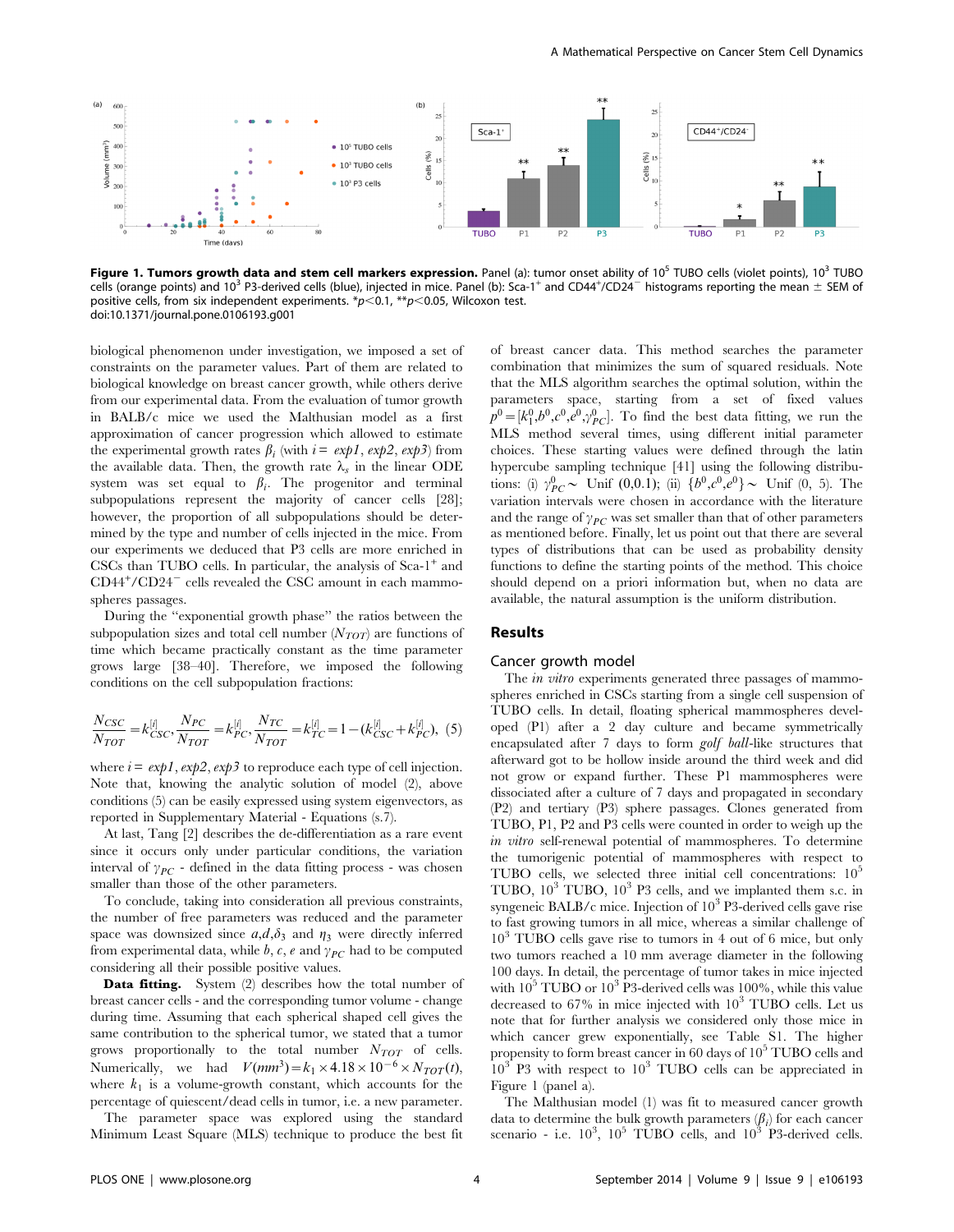Figure 1. Tumors growth data and stem cell markers expression. Panel (a): tumor onset ability of $10^5$ TUBO cells (violet points), $10^3$ TUBO cells (orange points) and $10^3$ P3-derived cells (blue), injected in mice. Panel (b): Sca-1$^+$ and CD44$^+$/CD24$^-$ histograms reporting the mean ± SEM of positive cells, from six independent experiments. *$p<0.1$, **$p<0.05$, Wilcoxon test.
doi:10.1371/journal.pone.0106193.g001

biological phenomenon under investigation, we imposed a set of constraints on the parameter values. Part of them are related to biological knowledge on breast cancer growth, while others derive from our experimental data. From the evaluation of tumor growth in BALB/c mice we used the Malthusian model as a first approximation of cancer progression which allowed to estimate the experimental growth rates $\beta_i$ (with $i=$ *exp1*, *exp2*, *exp3*) from the available data. Then, the growth rate $\lambda_s$ in the linear ODE system was set equal to $\beta_i$. The progenitor and terminal subpopulations represent the majority of cancer cells [28]; however, the proportion of all subpopulations should be determined by the type and number of cells injected in the mice. From our experiments we deduced that P3 cells are more enriched in CSCs than TUBO cells. In particular, the analysis of Sca-1$^+$ and CD44$^+$/CD24$^-$ cells revealed the CSC amount in each mammospheres passages.

During the "exponential growth phase" the ratios between the subpopulation sizes and total cell number ($N_{TOT}$) are functions of time which became practically constant as the time parameter grows large [38–40]. Therefore, we imposed the following conditions on the cell subpopulation fractions:

$$\frac{N_{CSC}}{N_{TOT}}=k_{CSC}^{[i]}, \frac{N_{PC}}{N_{TOT}}=k_{PC}^{[i]}, \frac{N_{TC}}{N_{TOT}}=k_{TC}^{[i]}=1-(k_{CSC}^{[i]}+k_{PC}^{[i]}), \quad (5)$$

where $i=$ *exp1*, *exp2*, *exp3* to reproduce each type of cell injection. Note that, knowing the analytic solution of model (2), above conditions (5) can be easily expressed using system eigenvectors, as reported in Supplementary Material - Equations (s.7).

At last, Tang [2] describes the de-differentiation as a rare event since it occurs only under particular conditions, the variation interval of $\gamma_{PC}$ - defined in the data fitting process - was chosen smaller than those of the other parameters.

To conclude, taking into consideration all previous constraints, the number of free parameters was reduced and the parameter space was downsized since $a,d,\delta_3$ and $\eta_3$ were directly inferred from experimental data, while $b$, $c$, $e$ and $\gamma_{PC}$ had to be computed considering all their possible positive values.

**Data fitting.** System (2) describes how the total number of breast cancer cells - and the corresponding tumor volume - change during time. Assuming that each spherical shaped cell gives the same contribution to the spherical tumor, we stated that a tumor grows proportionally to the total number $N_{TOT}$ of cells. Numerically, we had $V(mm^3)=k_1\times 4.18\times 10^{-6}\times N_{TOT}(t)$, where $k_1$ is a volume-growth constant, which accounts for the percentage of quiescent/dead cells in tumor, i.e. a new parameter.

The parameter space was explored using the standard Minimum Least Square (MLS) technique to produce the best fit of breast cancer data. This method searches the parameter combination that minimizes the sum of squared residuals. Note that the MLS algorithm searches the optimal solution, within the parameters space, starting from a set of fixed values $p^0=[k_1^0,b^0,c^0,e^0,\gamma_{PC}^0]$. To find the best data fitting, we run the MLS method several times, using different initial parameter choices. These starting values were defined through the latin hypercube sampling technique [41] using the following distributions: (i) $\gamma_{PC}^0\sim$ Unif (0,0.1); (ii) $\{b^0,c^0,e^0\}\sim$ Unif (0, 5). The variation intervals were chosen in accordance with the literature and the range of $\gamma_{PC}$ was set smaller than that of other parameters as mentioned before. Finally, let us point out that there are several types of distributions that can be used as probability density functions to define the starting points of the method. This choice should depend on a priori information but, when no data are available, the natural assumption is the uniform distribution.

## Results

### Cancer growth model

The *in vitro* experiments generated three passages of mammospheres enriched in CSCs starting from a single cell suspension of TUBO cells. In detail, floating spherical mammospheres developed (P1) after a 2 day culture and became symmetrically encapsulated after 7 days to form *golf ball*-like structures that afterward got to be hollow inside around the third week and did not grow or expand further. These P1 mammospheres were dissociated after a culture of 7 days and propagated in secondary (P2) and tertiary (P3) sphere passages. Clones generated from TUBO, P1, P2 and P3 cells were counted in order to weigh up the *in vitro* self-renewal potential of mammospheres. To determine the tumorigenic potential of mammospheres with respect to TUBO cells, we selected three initial cell concentrations: $10^5$ TUBO, $10^3$ TUBO, $10^3$ P3 cells, and we implanted them s.c. in syngeneic BALB/c mice. Injection of $10^3$ P3-derived cells gave rise to fast growing tumors in all mice, whereas a similar challenge of $10^3$ TUBO cells gave rise to tumors in 4 out of 6 mice, but only two tumors reached a 10 mm average diameter in the following 100 days. In detail, the percentage of tumor takes in mice injected with $10^5$ TUBO or $10^3$ P3-derived cells was 100%, while this value decreased to 67% in mice injected with $10^3$ TUBO cells. Let us note that for further analysis we considered only those mice in which cancer grew exponentially, see Table S1. The higher propensity to form breast cancer in 60 days of $10^5$ TUBO cells and $10^3$ P3 with respect to $10^3$ TUBO cells can be appreciated in Figure 1 (panel a).

The Malthusian model (1) was fit to measured cancer growth data to determine the bulk growth parameters ($\beta_i$) for each cancer scenario - i.e. $10^3$, $10^5$ TUBO cells, and $10^3$ P3-derived cells.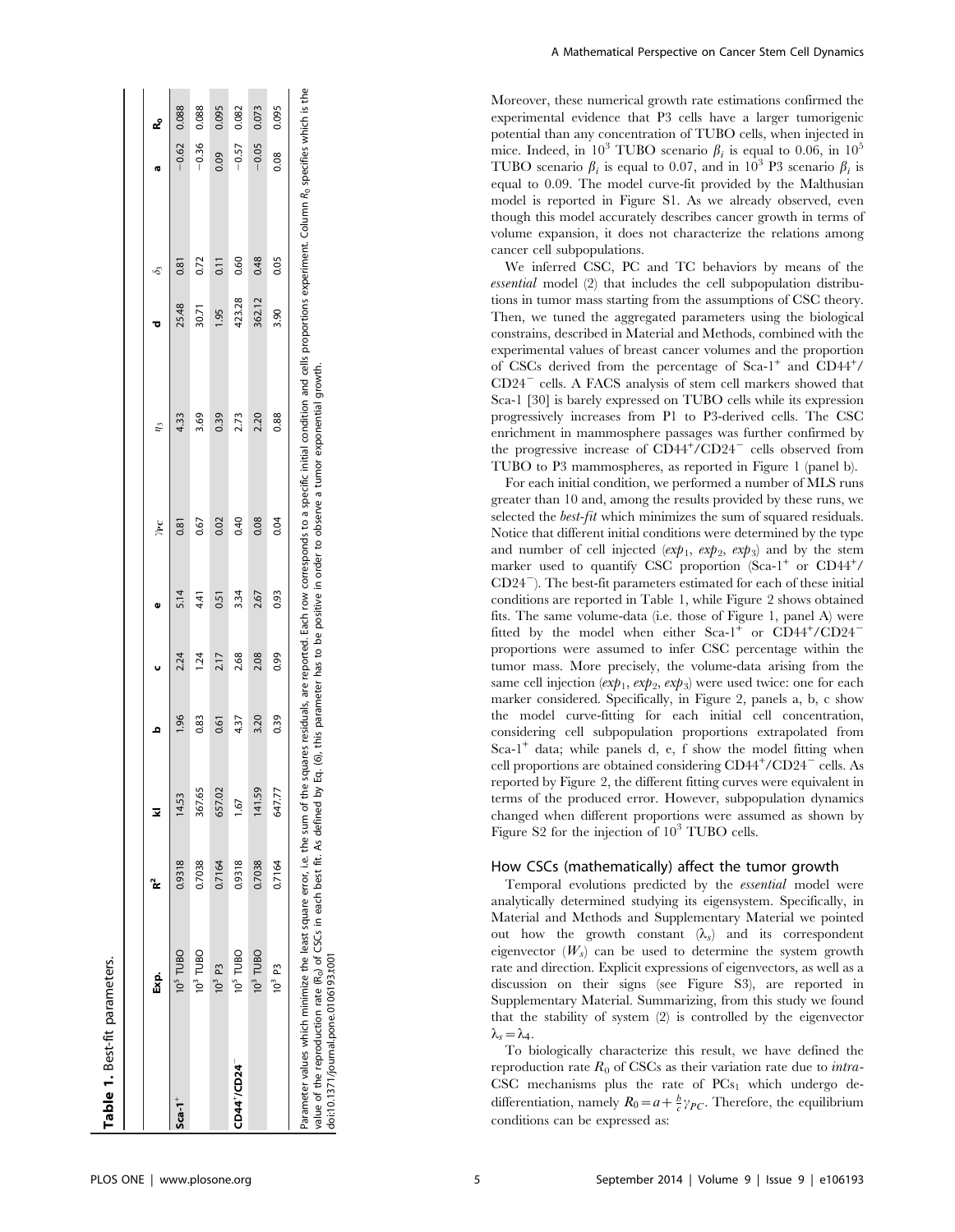**Table 1.** Best-fit parameters.

| | Exp. | $R^2$ | kl | b | c | e | $\gamma_{PC}$ | $\eta_3$ | d | $\delta_3$ | a | $R_0$ |
|---|---|---|---|---|---|---|---|---|---|---|---|---|
| **Sca-1$^+$** | $10^5$ TUBO | 0.9318 | 14.53 | 1.96 | 2.24 | 5.14 | 0.81 | 4.33 | 25.48 | 0.81 | −0.62 | 0.088 |
| | $10^3$ TUBO | 0.7038 | 367.65 | 0.83 | 1.24 | 4.41 | 0.67 | 3.69 | 30.71 | 0.72 | −0.36 | 0.088 |
| | $10^3$ P3 | 0.7164 | 657.02 | 0.61 | 2.17 | 0.51 | 0.02 | 0.39 | 1.95 | 0.11 | 0.09 | 0.095 |
| **CD44$^+$/CD24$^-$** | $10^5$ TUBO | 0.9318 | 1.67 | 4.37 | 2.68 | 3.34 | 0.40 | 2.73 | 423.28 | 0.60 | −0.57 | 0.082 |
| | $10^3$ TUBO | 0.7038 | 141.59 | 3.20 | 2.08 | 2.67 | 0.08 | 2.20 | 362.12 | 0.48 | −0.05 | 0.073 |
| | $10^3$ P3 | 0.7164 | 647.77 | 0.39 | 0.99 | 0.93 | 0.04 | 0.88 | 3.90 | 0.05 | 0.08 | 0.095 |

Parameter values which minimize the least square error, i.e. the sum of the squares residuals, are reported. Each row corresponds to a specific initial condition and cells proportions experiment. Column $R_0$ specifies which is the value of the reproduction rate ($R_0$) of CSCs in each best fit. As defined by Eq. (6), this parameter has to be positive in order to observe a tumor exponential growth.

doi:10.1371/journal.pone.0106193.t001

Moreover, these numerical growth rate estimations confirmed the experimental evidence that P3 cells have a larger tumorigenic potential than any concentration of TUBO cells, when injected in mice. Indeed, in $10^3$ TUBO scenario $\beta_i$ is equal to 0.06, in $10^5$ TUBO scenario $\beta_i$ is equal to 0.07, and in $10^3$ P3 scenario $\beta_i$ is equal to 0.09. The model curve-fit provided by the Malthusian model is reported in Figure S1. As we already observed, even though this model accurately describes cancer growth in terms of volume expansion, it does not characterize the relations among cancer cell subpopulations.

We inferred CSC, PC and TC behaviors by means of the *essential* model (2) that includes the cell subpopulation distributions in tumor mass starting from the assumptions of CSC theory. Then, we tuned the aggregated parameters using the biological constrains, described in Material and Methods, combined with the experimental values of breast cancer volumes and the proportion of CSCs derived from the percentage of Sca-1$^+$ and CD44$^+$/CD24$^-$ cells. A FACS analysis of stem cell markers showed that Sca-1 [30] is barely expressed on TUBO cells while its expression progressively increases from P1 to P3-derived cells. The CSC enrichment in mammosphere passages was further confirmed by the progressive increase of CD44$^+$/CD24$^-$ cells observed from TUBO to P3 mammospheres, as reported in Figure 1 (panel b).

For each initial condition, we performed a number of MLS runs greater than 10 and, among the results provided by these runs, we selected the *best-fit* which minimizes the sum of squared residuals. Notice that different initial conditions were determined by the type and number of cell injected ($exp_1$, $exp_2$, $exp_3$) and by the stem marker used to quantify CSC proportion (Sca-1$^+$ or CD44$^+$/CD24$^-$). The best-fit parameters estimated for each of these initial conditions are reported in Table 1, while Figure 2 shows obtained fits. The same volume-data (i.e. those of Figure 1, panel A) were fitted by the model when either Sca-1$^+$ or CD44$^+$/CD24$^-$ proportions were assumed to infer CSC percentage within the tumor mass. More precisely, the volume-data arising from the same cell injection ($exp_1$, $exp_2$, $exp_3$) were used twice: one for each marker considered. Specifically, in Figure 2, panels a, b, c show the model curve-fitting for each initial cell concentration, considering cell subpopulation proportions extrapolated from Sca-1$^+$ data; while panels d, e, f show the model fitting when cell proportions are obtained considering CD44$^+$/CD24$^-$ cells. As reported by Figure 2, the different fitting curves were equivalent in terms of the produced error. However, subpopulation dynamics changed when different proportions were assumed as shown by Figure S2 for the injection of $10^3$ TUBO cells.

## How CSCs (mathematically) affect the tumor growth

Temporal evolutions predicted by the *essential* model were analytically determined studying its eigensystem. Specifically, in Material and Methods and Supplementary Material we pointed out how the growth constant ($\lambda_s$) and its correspondent eigenvector ($W_s$) can be used to determine the system growth rate and direction. Explicit expressions of eigenvectors, as well as a discussion on their signs (see Figure S3), are reported in Supplementary Material. Summarizing, from this study we found that the stability of system (2) is controlled by the eigenvector $\lambda_s = \lambda_4$.

To biologically characterize this result, we have defined the reproduction rate $R_0$ of CSCs as their variation rate due to *intra*-CSC mechanisms plus the rate of PCs$_1$ which undergo de-differentiation, namely $R_0 = a + \frac{b}{c}\gamma_{PC}$. Therefore, the equilibrium conditions can be expressed as: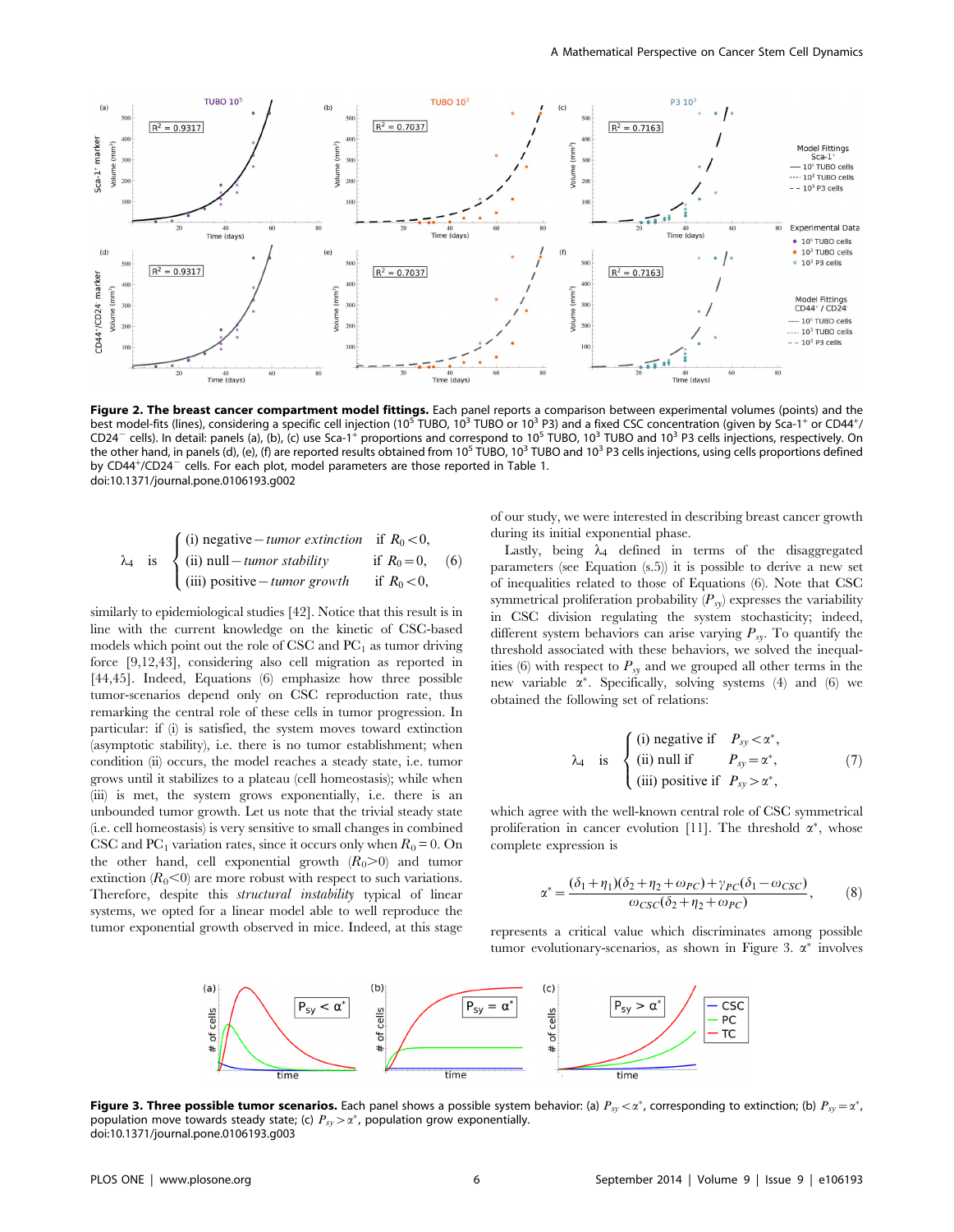**Figure 2. The breast cancer compartment model fittings.** Each panel reports a comparison between experimental volumes (points) and the best model-fits (lines), considering a specific cell injection ($10^5$ TUBO, $10^3$ TUBO or $10^3$ P3) and a fixed CSC concentration (given by Sca-1$^+$ or CD44$^+$/CD24$^-$ cells). In detail: panels (a), (b), (c) use Sca-1$^+$ proportions and correspond to $10^5$ TUBO, $10^3$ TUBO and $10^3$ P3 cells injections, respectively. On the other hand, in panels (d), (e), (f) are reported results obtained from $10^5$ TUBO, $10^3$ TUBO and $10^3$ P3 cells injections, using cells proportions defined by CD44$^+$/CD24$^-$ cells. For each plot, model parameters are those reported in Table 1.
doi:10.1371/journal.pone.0106193.g002

$$
\lambda_4 \quad \text{is} \quad \begin{cases} \text{(i) negative} - \textit{tumor extinction} & \text{if } R_0 < 0, \\ \text{(ii) null} - \textit{tumor stability} & \text{if } R_0 = 0, \\ \text{(iii) positive} - \textit{tumor growth} & \text{if } R_0 < 0, \end{cases} \tag{6}
$$

similarly to epidemiological studies [42]. Notice that this result is in line with the current knowledge on the kinetic of CSC-based models which point out the role of CSC and $PC_1$ as tumor driving force [9,12,43], considering also cell migration as reported in [44,45]. Indeed, Equations (6) emphasize how three possible tumor-scenarios depend only on CSC reproduction rate, thus remarking the central role of these cells in tumor progression. In particular: if (i) is satisfied, the system moves toward extinction (asymptotic stability), i.e. there is no tumor establishment; when condition (ii) occurs, the model reaches a steady state, i.e. tumor grows until it stabilizes to a plateau (cell homeostasis); while when (iii) is met, the system grows exponentially, i.e. there is an unbounded tumor growth. Let us note that the trivial steady state (i.e. cell homeostasis) is very sensitive to small changes in combined CSC and $PC_1$ variation rates, since it occurs only when $R_0 = 0$. On the other hand, cell exponential growth ($R_0 > 0$) and tumor extinction ($R_0 < 0$) are more robust with respect to such variations. Therefore, despite this *structural instability* typical of linear systems, we opted for a linear model able to well reproduce the tumor exponential growth observed in mice. Indeed, at this stage of our study, we were interested in describing breast cancer growth during its initial exponential phase.

Lastly, being $\lambda_4$ defined in terms of the disaggregated parameters (see Equation (s.5)) it is possible to derive a new set of inequalities related to those of Equations (6). Note that CSC symmetrical proliferation probability ($P_{sy}$) expresses the variability in CSC division regulating the system stochasticity; indeed, different system behaviors can arise varying $P_{sy}$. To quantify the threshold associated with these behaviors, we solved the inequalities (6) with respect to $P_{sy}$ and we grouped all other terms in the new variable $\alpha^*$. Specifically, solving systems (4) and (6) we obtained the following set of relations:

$$
\lambda_4 \quad \text{is} \quad \begin{cases} \text{(i) negative if} & P_{sy} < \alpha^*, \\ \text{(ii) null if} & P_{sy} = \alpha^*, \\ \text{(iii) positive if} & P_{sy} > \alpha^*, \end{cases} \tag{7}
$$

which agree with the well-known central role of CSC symmetrical proliferation in cancer evolution [11]. The threshold $\alpha^*$, whose complete expression is

$$
\alpha^* = \frac{(\delta_1 + \eta_1)(\delta_2 + \eta_2 + \omega_{PC}) + \gamma_{PC}(\delta_1 - \omega_{CSC})}{\omega_{CSC}(\delta_2 + \eta_2 + \omega_{PC})}, \tag{8}
$$

represents a critical value which discriminates among possible tumor evolutionary-scenarios, as shown in Figure 3. $\alpha^*$ involves

**Figure 3. Three possible tumor scenarios.** Each panel shows a possible system behavior: (a) $P_{sy} < \alpha^*$, corresponding to extinction; (b) $P_{sy} = \alpha^*$, population move towards steady state; (c) $P_{sy} > \alpha^*$, population grow exponentially.
doi:10.1371/journal.pone.0106193.g003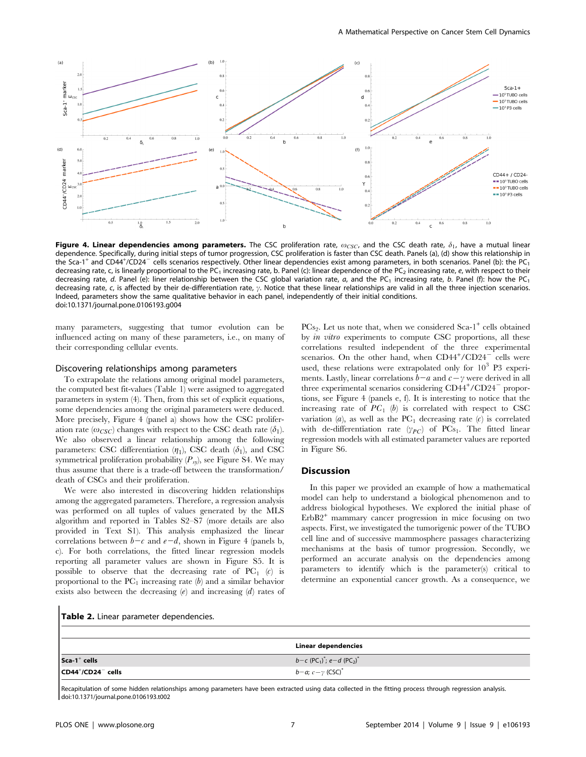**Figure 4. Linear dependencies among parameters.** The CSC proliferation rate, $\omega_{CSC}$, and the CSC death rate, $\delta_1$, have a mutual linear dependence. Specifically, during initial steps of tumor progression, CSC proliferation is faster than CSC death. Panels (a), (d) show this relationship in the Sca-1$^+$ and CD44$^+$/CD24$^-$ cells scenarios respectively. Other linear dependencies exist among parameters, in both scenarios. Panel (b): the $PC_1$ decreasing rate, c, is linearly proportional to the $PC_1$ increasing rate, b. Panel (c): linear dependence of the $PC_2$ increasing rate, *e*, with respect to their decreasing rate, *d*. Panel (e): liner relationship between the CSC global variation rate, *a*, and the $PC_1$ increasing rate, *b*. Panel (f): how the $PC_1$ decreasing rate, *c*, is affected by their de-differentiation rate, $\gamma$. Notice that these linear relationships are valid in all the three injection scenarios. Indeed, parameters show the same qualitative behavior in each panel, independently of their initial conditions.
doi:10.1371/journal.pone.0106193.g004

many parameters, suggesting that tumor evolution can be influenced acting on many of these parameters, i.e., on many of their corresponding cellular events.

### Discovering relationships among parameters

To extrapolate the relations among original model parameters, the computed best fit-values (Table 1) were assigned to aggregated parameters in system (4). Then, from this set of explicit equations, some dependencies among the original parameters were deduced. More precisely, Figure 4 (panel a) shows how the CSC proliferation rate ($\omega_{CSC}$) changes with respect to the CSC death rate ($\delta_1$). We also observed a linear relationship among the following parameters: CSC differentiation ($\eta_1$), CSC death ($\delta_1$), and CSC symmetrical proliferation probability ($P_{sy}$), see Figure S4. We may thus assume that there is a trade-off between the transformation/death of CSCs and their proliferation.

We were also interested in discovering hidden relationships among the aggregated parameters. Therefore, a regression analysis was performed on all tuples of values generated by the MLS algorithm and reported in Tables S2–S7 (more details are also provided in Text S1). This analysis emphasized the linear correlations between $b-c$ and $e-d$, shown in Figure 4 (panels b, c). For both correlations, the fitted linear regression models reporting all parameter values are shown in Figure S5. It is possible to observe that the decreasing rate of $PC_1$ ($c$) is proportional to the $PC_1$ increasing rate ($b$) and a similar behavior exists also between the decreasing ($e$) and increasing ($d$) rates of $PCs_2$. Let us note that, when we considered Sca-1$^+$ cells obtained by *in vitro* experiments to compute CSC proportions, all these correlations resulted independent of the three experimental scenarios. On the other hand, when CD44$^+$/CD24$^-$ cells were used, these relations were extrapolated only for $10^3$ P3 experiments. Lastly, linear correlations $b-a$ and $c-\gamma$ were derived in all three experimental scenarios considering CD44$^+$/CD24$^-$ proportions, see Figure 4 (panels e, f). It is interesting to notice that the increasing rate of $PC_1$ ($b$) is correlated with respect to CSC variation ($a$), as well as the $PC_1$ decreasing rate ($c$) is correlated with de-differentiation rate ($\gamma_{PC}$) of $PCs_1$. The fitted linear regression models with all estimated parameter values are reported in Figure S6.

## Discussion

In this paper we provided an example of how a mathematical model can help to understand a biological phenomenon and to address biological hypotheses. We explored the initial phase of ErbB2$^+$ mammary cancer progression in mice focusing on two aspects. First, we investigated the tumorigenic power of the TUBO cell line and of successive mammosphere passages characterizing mechanisms at the basis of tumor progression. Secondly, we performed an accurate analysis on the dependencies among parameters to identify which is the parameter(s) critical to determine an exponential cancer growth. As a consequence, we

**Table 2.** Linear parameter dependencies.

| | Linear dependencies |
|---|---|
| **Sca-1$^+$ cells** | $b-c$ ($PC_1$)*; $e-d$ ($PC_2$)* |
| **CD44$^+$/CD24$^-$ cells** | $b-a$; $c-\gamma$ (CSC)* |

Recapitulation of some hidden relationships among parameters have been extracted using data collected in the fitting process through regression analysis.
doi:10.1371/journal.pone.0106193.t002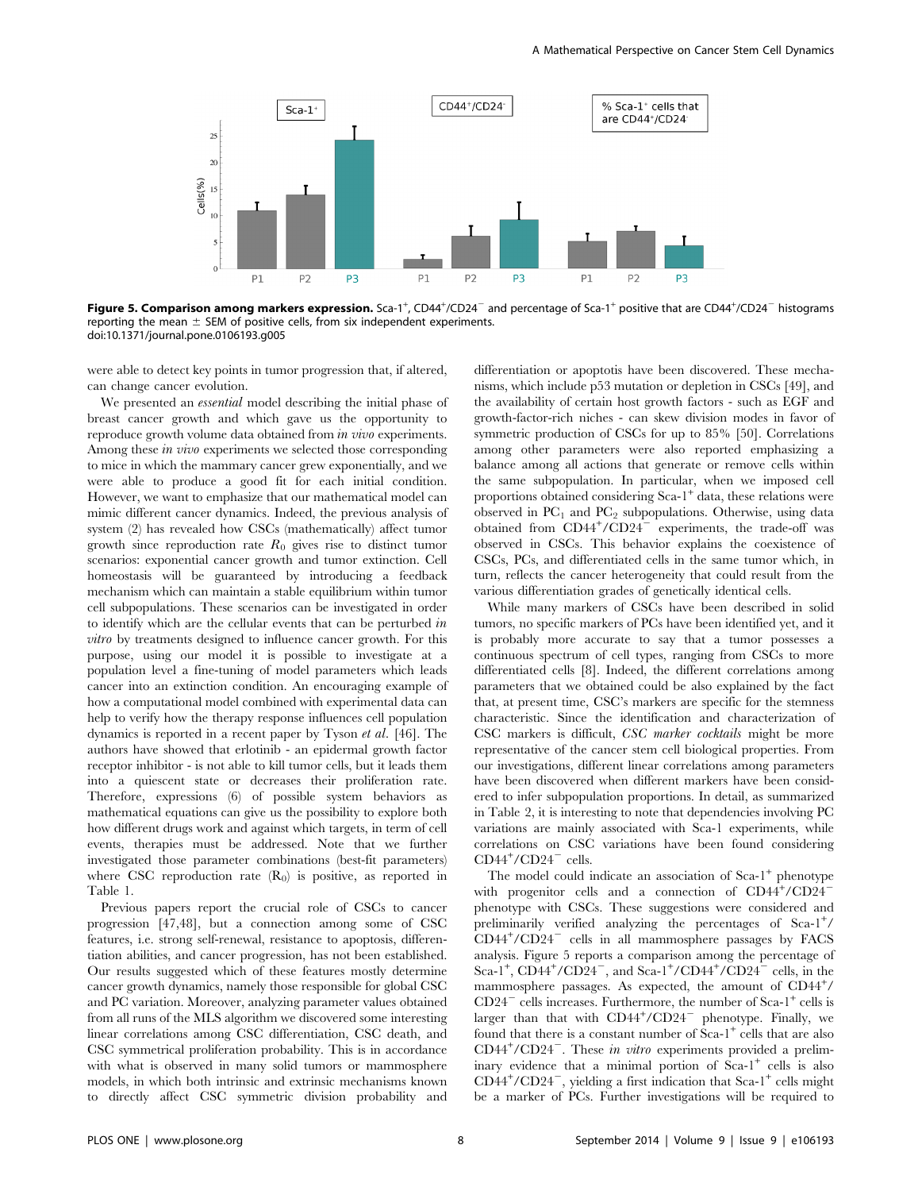**Figure 5. Comparison among markers expression.** Sca-1$^+$, CD44$^+$/CD24$^-$ and percentage of Sca-1$^+$ positive that are CD44$^+$/CD24$^-$ histograms reporting the mean ± SEM of positive cells, from six independent experiments.
doi:10.1371/journal.pone.0106193.g005

were able to detect key points in tumor progression that, if altered, can change cancer evolution.

We presented an *essential* model describing the initial phase of breast cancer growth and which gave us the opportunity to reproduce growth volume data obtained from *in vivo* experiments. Among these *in vivo* experiments we selected those corresponding to mice in which the mammary cancer grew exponentially, and we were able to produce a good fit for each initial condition. However, we want to emphasize that our mathematical model can mimic different cancer dynamics. Indeed, the previous analysis of system (2) has revealed how CSCs (mathematically) affect tumor growth since reproduction rate $R_0$ gives rise to distinct tumor scenarios: exponential cancer growth and tumor extinction. Cell homeostasis will be guaranteed by introducing a feedback mechanism which can maintain a stable equilibrium within tumor cell subpopulations. These scenarios can be investigated in order to identify which are the cellular events that can be perturbed *in vitro* by treatments designed to influence cancer growth. For this purpose, using our model it is possible to investigate at a population level a fine-tuning of model parameters which leads cancer into an extinction condition. An encouraging example of how a computational model combined with experimental data can help to verify how the therapy response influences cell population dynamics is reported in a recent paper by Tyson *et al*. [46]. The authors have showed that erlotinib - an epidermal growth factor receptor inhibitor - is not able to kill tumor cells, but it leads them into a quiescent state or decreases their proliferation rate. Therefore, expressions (6) of possible system behaviors as mathematical equations can give us the possibility to explore both how different drugs work and against which targets, in term of cell events, therapies must be addressed. Note that we further investigated those parameter combinations (best-fit parameters) where CSC reproduction rate ($R_0$) is positive, as reported in Table 1.

Previous papers report the crucial role of CSCs to cancer progression [47,48], but a connection among some of CSC features, i.e. strong self-renewal, resistance to apoptosis, differentiation abilities, and cancer progression, has not been established. Our results suggested which of these features mostly determine cancer growth dynamics, namely those responsible for global CSC and PC variation. Moreover, analyzing parameter values obtained from all runs of the MLS algorithm we discovered some interesting linear correlations among CSC differentiation, CSC death, and CSC symmetrical proliferation probability. This is in accordance with what is observed in many solid tumors or mammosphere models, in which both intrinsic and extrinsic mechanisms known to directly affect CSC symmetric division probability and differentiation or apoptosis have been discovered. These mechanisms, which include p53 mutation or depletion in CSCs [49], and the availability of certain host growth factors - such as EGF and growth-factor-rich niches - can skew division modes in favor of symmetric production of CSCs for up to 85% [50]. Correlations among other parameters were also reported emphasizing a balance among all actions that generate or remove cells within the same subpopulation. In particular, when we imposed cell proportions obtained considering Sca-1$^+$ data, these relations were observed in $PC_1$ and $PC_2$ subpopulations. Otherwise, using data obtained from CD44$^+$/CD24$^-$ experiments, the trade-off was observed in CSCs. This behavior explains the coexistence of CSCs, PCs, and differentiated cells in the same tumor which, in turn, reflects the cancer heterogeneity that could result from the various differentiation grades of genetically identical cells.

While many markers of CSCs have been described in solid tumors, no specific markers of PCs have been identified yet, and it is probably more accurate to say that a tumor possesses a continuous spectrum of cell types, ranging from CSCs to more differentiated cells [8]. Indeed, the different correlations among parameters that we obtained could be also explained by the fact that, at present time, CSC's markers are specific for the stemness characteristic. Since the identification and characterization of CSC markers is difficult, *CSC marker cocktails* might be more representative of the cancer stem cell biological properties. From our investigations, different linear correlations among parameters have been discovered when different markers have been considered to infer subpopulation proportions. In detail, as summarized in Table 2, it is interesting to note that dependencies involving PC variations are mainly associated with Sca-1 experiments, while correlations on CSC variations have been found considering CD44$^+$/CD24$^-$ cells.

The model could indicate an association of Sca-1$^+$ phenotype with progenitor cells and a connection of CD44$^+$/CD24$^-$ phenotype with CSCs. These suggestions were considered and preliminarily verified analyzing the percentages of Sca-1$^+$/CD44$^+$/CD24$^-$ cells in all mammosphere passages by FACS analysis. Figure 5 reports a comparison among the percentage of Sca-1$^+$, CD44$^+$/CD24$^-$, and Sca-1$^+$/CD44$^+$/CD24$^-$ cells, in the mammosphere passages. As expected, the amount of CD44$^+$/CD24$^-$ cells increases. Furthermore, the number of Sca-1$^+$ cells is larger than that with CD44$^+$/CD24$^-$ phenotype. Finally, we found that there is a constant number of Sca-1$^+$ cells that are also CD44$^+$/CD24$^-$. These *in vitro* experiments provided a preliminary evidence that a minimal portion of Sca-1$^+$ cells is also CD44$^+$/CD24$^-$, yielding a first indication that Sca-1$^+$ cells might be a marker of PCs. Further investigations will be required to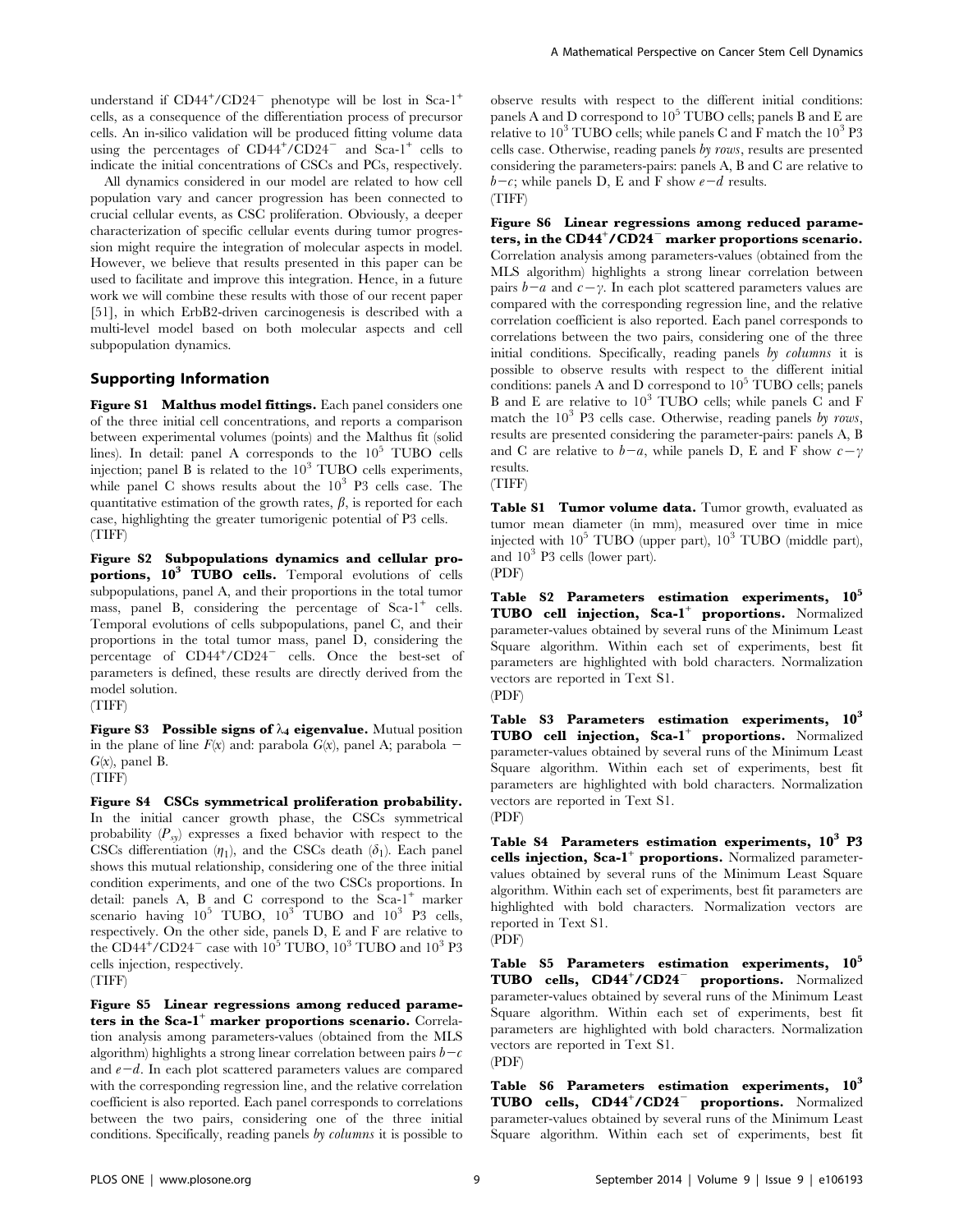understand if CD44$^+$/CD24$^-$ phenotype will be lost in Sca-1$^+$ cells, as a consequence of the differentiation process of precursor cells. An in-silico validation will be produced fitting volume data using the percentages of CD44$^+$/CD24$^-$ and Sca-1$^+$ cells to indicate the initial concentrations of CSCs and PCs, respectively.

All dynamics considered in our model are related to how cell population vary and cancer progression has been connected to crucial cellular events, as CSC proliferation. Obviously, a deeper characterization of specific cellular events during tumor progression might require the integration of molecular aspects in model. However, we believe that results presented in this paper can be used to facilitate and improve this integration. Hence, in a future work we will combine these results with those of our recent paper [51], in which ErbB2-driven carcinogenesis is described with a multi-level model based on both molecular aspects and cell subpopulation dynamics.

## Supporting Information

**Figure S1 Malthus model fittings.** Each panel considers one of the three initial cell concentrations, and reports a comparison between experimental volumes (points) and the Malthus fit (solid lines). In detail: panel A corresponds to the $10^5$ TUBO cells injection; panel B is related to the $10^3$ TUBO cells experiments, while panel C shows results about the $10^3$ P3 cells case. The quantitative estimation of the growth rates, $\beta$, is reported for each case, highlighting the greater tumorigenic potential of P3 cells.
(TIFF)

**Figure S2 Subpopulations dynamics and cellular proportions, $10^3$ TUBO cells.** Temporal evolutions of cells subpopulations, panel A, and their proportions in the total tumor mass, panel B, considering the percentage of Sca-1$^+$ cells. Temporal evolutions of cells subpopulations, panel C, and their proportions in the total tumor mass, panel D, considering the percentage of CD44$^+$/CD24$^-$ cells. Once the best-set of parameters is defined, these results are directly derived from the model solution.
(TIFF)

**Figure S3 Possible signs of $\lambda_4$ eigenvalue.** Mutual position in the plane of line $F(x)$ and: parabola $G(x)$, panel A; parabola $-G(x)$, panel B.
(TIFF)

**Figure S4 CSCs symmetrical proliferation probability.** In the initial cancer growth phase, the CSCs symmetrical probability ($P_{sy}$) expresses a fixed behavior with respect to the CSCs differentiation ($\eta_1$), and the CSCs death ($\delta_1$). Each panel shows this mutual relationship, considering one of the three initial condition experiments, and one of the two CSCs proportions. In detail: panels A, B and C correspond to the Sca-1$^+$ marker scenario having $10^5$ TUBO, $10^3$ TUBO and $10^3$ P3 cells, respectively. On the other side, panels D, E and F are relative to the CD44$^+$/CD24$^-$ case with $10^5$ TUBO, $10^3$ TUBO and $10^3$ P3 cells injection, respectively.
(TIFF)

**Figure S5 Linear regressions among reduced parameters in the Sca-1$^+$ marker proportions scenario.** Correlation analysis among parameters-values (obtained from the MLS algorithm) highlights a strong linear correlation between pairs $b-c$ and $e-d$. In each plot scattered parameters values are compared with the corresponding regression line, and the relative correlation coefficient is also reported. Each panel corresponds to correlations between the two pairs, considering one of the three initial conditions. Specifically, reading panels *by columns* it is possible to observe results with respect to the different initial conditions: panels A and D correspond to $10^5$ TUBO cells; panels B and E are relative to $10^3$ TUBO cells; while panels C and F match the $10^3$ P3 cells case. Otherwise, reading panels *by rows*, results are presented considering the parameters-pairs: panels A, B and C are relative to $b-c$; while panels D, E and F show $e-d$ results.
(TIFF)

**Figure S6 Linear regressions among reduced parameters, in the CD44$^+$/CD24$^-$ marker proportions scenario.** Correlation analysis among parameters-values (obtained from the MLS algorithm) highlights a strong linear correlation between pairs $b-a$ and $c-\gamma$. In each plot scattered parameters values are compared with the corresponding regression line, and the relative correlation coefficient is also reported. Each panel corresponds to correlations between the two pairs, considering one of the three initial conditions. Specifically, reading panels *by columns* it is possible to observe results with respect to the different initial conditions: panels A and D correspond to $10^5$ TUBO cells; panels B and E are relative to $10^3$ TUBO cells; while panels C and F match the $10^3$ P3 cells case. Otherwise, reading panels *by rows*, results are presented considering the parameter-pairs: panels A, B and C are relative to $b-a$, while panels D, E and F show $c-\gamma$ results.
(TIFF)

**Table S1 Tumor volume data.** Tumor growth, evaluated as tumor mean diameter (in mm), measured over time in mice injected with $10^5$ TUBO (upper part), $10^3$ TUBO (middle part), and $10^3$ P3 cells (lower part).
(PDF)

**Table S2 Parameters estimation experiments, $10^5$ TUBO cell injection, Sca-1$^+$ proportions.** Normalized parameter-values obtained by several runs of the Minimum Least Square algorithm. Within each set of experiments, best fit parameters are highlighted with bold characters. Normalization vectors are reported in Text S1.
(PDF)

**Table S3 Parameters estimation experiments, $10^3$ TUBO cell injection, Sca-1$^+$ proportions.** Normalized parameter-values obtained by several runs of the Minimum Least Square algorithm. Within each set of experiments, best fit parameters are highlighted with bold characters. Normalization vectors are reported in Text S1.
(PDF)

**Table S4 Parameters estimation experiments, $10^3$ P3 cells injection, Sca-1$^+$ proportions.** Normalized parameter-values obtained by several runs of the Minimum Least Square algorithm. Within each set of experiments, best fit parameters are highlighted with bold characters. Normalization vectors are reported in Text S1.
(PDF)

**Table S5 Parameters estimation experiments, $10^5$ TUBO cells, CD44$^+$/CD24$^-$ proportions.** Normalized parameter-values obtained by several runs of the Minimum Least Square algorithm. Within each set of experiments, best fit parameters are highlighted with bold characters. Normalization vectors are reported in Text S1.
(PDF)

**Table S6 Parameters estimation experiments, $10^3$ TUBO cells, CD44$^+$/CD24$^-$ proportions.** Normalized parameter-values obtained by several runs of the Minimum Least Square algorithm. Within each set of experiments, best fit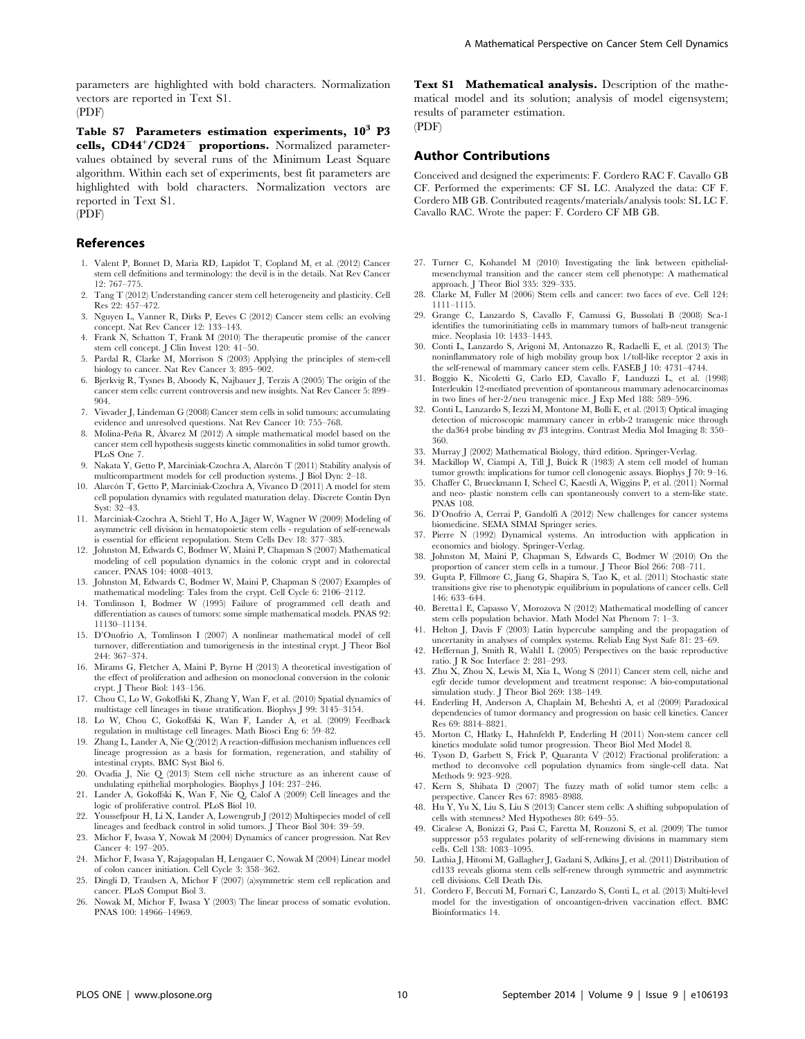parameters are highlighted with bold characters. Normalization vectors are reported in Text S1.
(PDF)

**Table S7 Parameters estimation experiments, $10^3$ P3 cells, CD44$^+$/CD24$^-$ proportions.** Normalized parameter-values obtained by several runs of the Minimum Least Square algorithm. Within each set of experiments, best fit parameters are highlighted with bold characters. Normalization vectors are reported in Text S1.
(PDF)

**Text S1 Mathematical analysis.** Description of the mathematical model and its solution; analysis of model eigensystem; results of parameter estimation.
(PDF)

## Author Contributions

Conceived and designed the experiments: F. Cordero RAC F. Cavallo GB CF. Performed the experiments: CF SL LC. Analyzed the data: CF F. Cordero MB GB. Contributed reagents/materials/analysis tools: SL LC F. Cavallo RAC. Wrote the paper: F. Cordero CF MB GB.

## References

1. Valent P, Bonnet D, Maria RD, Lapidot T, Copland M, et al. (2012) Cancer stem cell definitions and terminology: the devil is in the details. Nat Rev Cancer 12: 767–775.
2. Tang T (2012) Understanding cancer stem cell heterogeneity and plasticity. Cell Res 22: 457–472.
3. Nguyen L, Vanner R, Dirks P, Eeves C (2012) Cancer stem cells: an evolving concept. Nat Rev Cancer 12: 133–143.
4. Frank N, Schatton T, Frank M (2010) The therapeutic promise of the cancer stem cell concept. J Clin Invest 120: 41–50.
5. Pardal R, Clarke M, Morrison S (2003) Applying the principles of stem-cell biology to cancer. Nat Rev Cancer 3: 895–902.
6. Bjerkvig R, Tysnes B, Aboody K, Najbauer J, Terzis A (2005) The origin of the cancer stem cells: current controversis and new insights. Nat Rev Cancer 5: 899–904.
7. Visvader J, Lindeman G (2008) Cancer stem cells in solid tumours: accumulating evidence and unresolved questions. Nat Rev Cancer 10: 755–768.
8. Molina-Peña R, Álvarez M (2012) A simple mathematical model based on the cancer stem cell hypothesis suggests kinetic commonalities in solid tumor growth. PLoS One 7.
9. Nakata Y, Getto P, Marciniak-Czochra A, Alarcón T (2011) Stability analysis of multicompartment models for cell production systems. J Biol Dyn: 2–18.
10. Alarcón T, Getto P, Marciniak-Czochra A, Vivanco D (2011) A model for stem cell population dynamics with regulated maturation delay. Discrete Contin Dyn Syst: 32–43.
11. Marciniak-Czochra A, Stiehl T, Ho A, Jäger W, Wagner W (2009) Modeling of asymmetric cell division in hematopoietic stem cells - regulation of self-renewals is essential for efficient repopulation. Stem Cells Dev 18: 377–385.
12. Johnston M, Edwards C, Bodmer W, Maini P, Chapman S (2007) Mathematical modeling of cell population dynamics in the colonic crypt and in colorectal cancer. PNAS 104: 4008–4013.
13. Johnston M, Edwards C, Bodmer W, Maini P, Chapman S (2007) Examples of mathematical modeling: Tales from the crypt. Cell Cycle 6: 2106–2112.
14. Tomlinson I, Bodmer W (1995) Failure of programmed cell death and differentiation as causes of tumors: some simple mathematical models. PNAS 92: 11130–11134.
15. D'Onofrio A, Tomlinson I (2007) A nonlinear mathematical model of cell turnover, differentiation and tumorigenesis in the intestinal crypt. J Theor Biol 244: 367–374.
16. Mirams G, Fletcher A, Maini P, Byrne H (2013) A theoretical investigation of the effect of proliferation and adhesion on monoclonal conversion in the colonic crypt. J Theor Biol: 143–156.
17. Chou C, Lo W, Gokoffski K, Zhang Y, Wan F, et al. (2010) Spatial dynamics of multistage cell lineages in tissue stratification. Biophys J 99: 3145–3154.
18. Lo W, Chou C, Gokoffski K, Wan F, Lander A, et al. (2009) Feedback regulation in multistage cell lineages. Math Biosci Eng 6: 59–82.
19. Zhang L, Lander A, Nie Q (2012) A reaction-diffusion mechanism influences cell lineage progression as a basis for formation, regeneration, and stability of intestinal crypts. BMC Syst Biol 6.
20. Ovadia J, Nie Q (2013) Stem cell niche structure as an inherent cause of undulating epithelial morphologies. Biophys J 104: 237–246.
21. Lander A, Gokoffski K, Wan F, Nie Q, Calof A (2009) Cell lineages and the logic of proliferative control. PLoS Biol 10.
22. Youssefpour H, Li X, Lander A, Lowengrub J (2012) Multispecies model of cell lineages and feedback control in solid tumors. J Theor Biol 304: 39–59.
23. Michor F, Iwasa Y, Nowak M (2004) Dynamics of cancer progression. Nat Rev Cancer 4: 197–205.
24. Michor F, Iwasa Y, Rajagopalan H, Lengauer C, Nowak M (2004) Linear model of colon cancer initiation. Cell Cycle 3: 358–362.
25. Dingli D, Traulsen A, Michor F (2007) (a)symmetric stem cell replication and cancer. PLoS Comput Biol 3.
26. Nowak M, Michor F, Iwasa Y (2003) The linear process of somatic evolution. PNAS 100: 14966–14969.
27. Turner C, Kohandel M (2010) Investigating the link between epithelial-mesenchymal transition and the cancer stem cell phenotype: A mathematical approach. J Theor Biol 335: 329–335.
28. Clarke M, Fuller M (2006) Stem cells and cancer: two faces of eve. Cell 124: 1111–1115.
29. Grange C, Lanzardo S, Cavallo F, Camussi G, Bussolati B (2008) Sca-1 identifies the tumorinitiating cells in mammary tumors of balb-neut transgenic mice. Neoplasia 10: 1433–1443.
30. Conti L, Lanzardo S, Arigoni M, Antonazzo R, Radaelli E, et al. (2013) The noninflammatory role of high mobility group box 1/toll-like receptor 2 axis in the self-renewal of mammary cancer stem cells. FASEB J 10: 4731–4744.
31. Boggio K, Nicoletti G, Carlo ED, Cavallo F, Landuzzi L, et al. (1998) Interleukin 12-mediated prevention of spontaneous mammary adenocarcinomas in two lines of her-2/neu transgenic mice. J Exp Med 188: 589–596.
32. Conti L, Lanzardo S, Iezzi M, Montone M, Bolli E, et al. (2013) Optical imaging detection of microscopic mammary cancer in erbb-2 transgenic mice through the da364 probe binding $\alpha v$ $\beta 3$ integrins. Contrast Media Mol Imaging 8: 350–360.
33. Murray J (2002) Mathematical Biology, third edition. Springer-Verlag.
34. Mackillop W, Ciampi A, Till J, Buick R (1983) A stem cell model of human tumor growth: implications for tumor cell clonogenic assays. Biophys J 70: 9–16.
35. Chaffer C, Brueckmann I, Scheel C, Kaestli A, Wiggins P, et al. (2011) Normal and neo- plastic nonstem cells can spontaneously convert to a stem-like state. PNAS 108.
36. D'Onofrio A, Cerrai P, Gandolfi A (2012) New challenges for cancer systems biomedicine. SEMA SIMAI Springer series.
37. Pierre N (1992) Dynamical systems. An introduction with application in economics and biology. Springer-Verlag.
38. Johnston M, Maini P, Chapman S, Edwards C, Bodmer W (2010) On the proportion of cancer stem cells in a tumour. J Theor Biol 266: 708–711.
39. Gupta P, Fillmore C, Jiang G, Shapira S, Tao K, et al. (2011) Stochastic state transitions give rise to phenotypic equilibrium in populations of cancer cells. Cell 146: 633–644.
40. Beretta1 E, Capasso V, Morozova N (2012) Mathematical modelling of cancer stem cells population behavior. Math Model Nat Phenom 7: 1–3.
41. Helton J, Davis F (2003) Latin hypercube sampling and the propagation of uncertainty in analyses of complex systems. Reliab Eng Syst Safe 81: 23–69.
42. Heffernan J, Smith R, Wahl1 L (2005) Perspectives on the basic reproductive ratio. J R Soc Interface 2: 281–293.
43. Zhu X, Zhou X, Lewis M, Xia L, Wong S (2011) Cancer stem cell, niche and egfr decide tumor development and treatment response: A bio-computational simulation study. J Theor Biol 269: 138–149.
44. Enderling H, Anderson A, Chaplain M, Beheshti A, et al (2009) Paradoxical dependencies of tumor dormancy and progression on basic cell kinetics. Cancer Res 69: 8814–8821.
45. Morton C, Hlatky L, Hahnfeldt P, Enderling H (2011) Non-stem cancer cell kinetics modulate solid tumor progression. Theor Biol Med Model 8.
46. Tyson D, Garbett S, Frick P, Quaranta V (2012) Fractional proliferation: a method to deconvolve cell population dynamics from single-cell data. Nat Methods 9: 923–928.
47. Kern S, Shibata D (2007) The fuzzy math of solid tumor stem cells: a perspective. Cancer Res 67: 8985–8988.
48. Hu Y, Yu X, Liu S, Liu S (2013) Cancer stem cells: A shifting subpopulation of cells with stemness? Med Hypotheses 80: 649–55.
49. Cicalese A, Bonizzi G, Pasi C, Faretta M, Ronzoni S, et al. (2009) The tumor suppressor p53 regulates polarity of self-renewing divisions in mammary stem cells. Cell 138: 1083–1095.
50. Lathia J, Hitomi M, Gallagher J, Gadani S, Adkins J, et al. (2011) Distribution of cd133 reveals glioma stem cells self-renew through symmetric and asymmetric cell divisions. Cell Death Dis.
51. Cordero F, Beccuti M, Fornari C, Lanzardo S, Conti L, et al. (2013) Multi-level model for the investigation of oncoantigen-driven vaccination effect. BMC Bioinformatics 14.